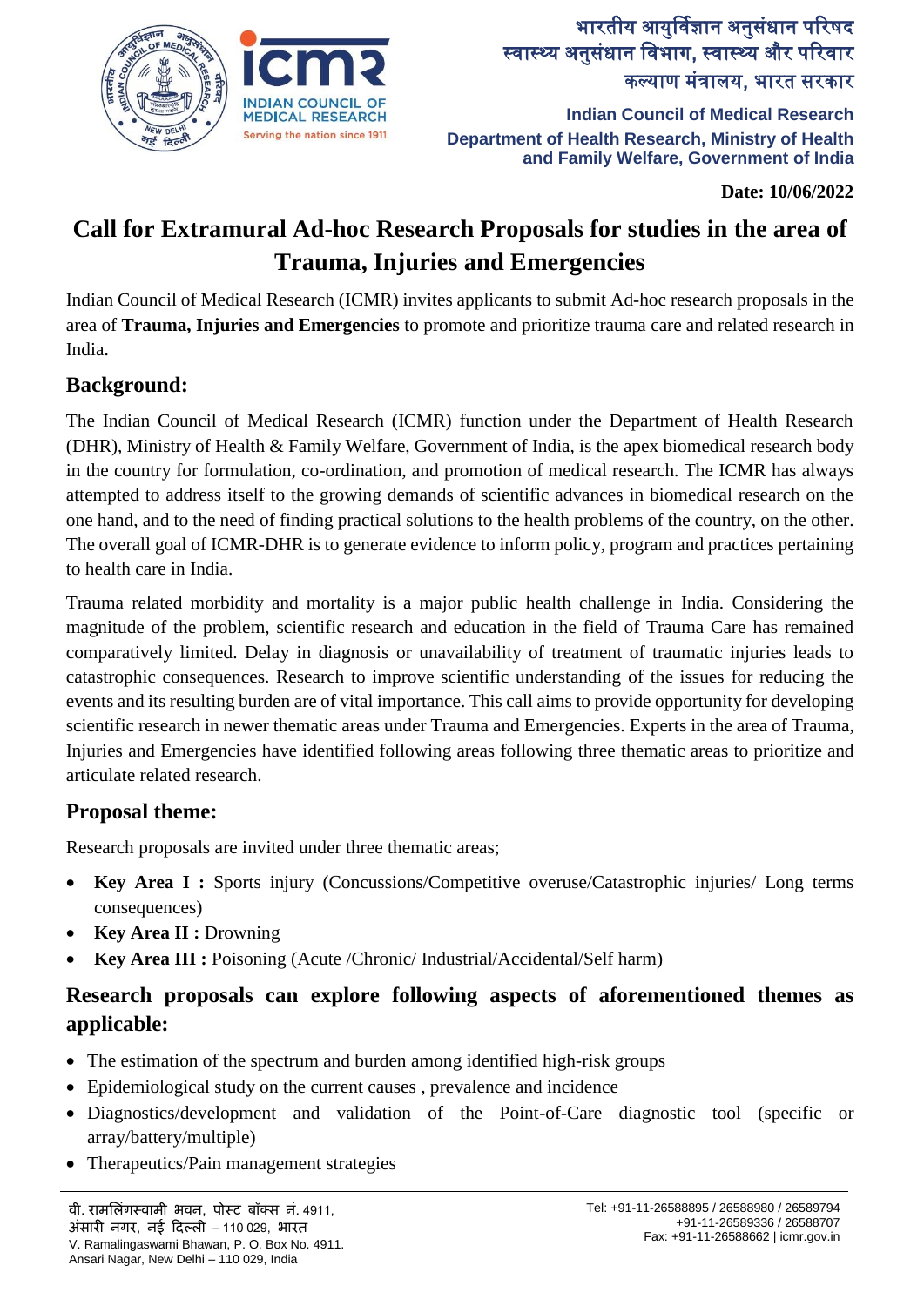भारतीय आयुर्विज्ञान अनुसंधान परिषद
स्वास्थ्य अनुसंधान विभाग, स्वास्थ्य और परिवार कल्याण मंत्रालय, भारत सरकार

**Indian Council of Medical Research**
**Department of Health Research, Ministry of Health and Family Welfare, Government of India**

**Date: 10/06/2022**

# Call for Extramural Ad-hoc Research Proposals for studies in the area of Trauma, Injuries and Emergencies

Indian Council of Medical Research (ICMR) invites applicants to submit Ad-hoc research proposals in the area of **Trauma, Injuries and Emergencies** to promote and prioritize trauma care and related research in India.

## Background:

The Indian Council of Medical Research (ICMR) function under the Department of Health Research (DHR), Ministry of Health & Family Welfare, Government of India, is the apex biomedical research body in the country for formulation, co-ordination, and promotion of medical research. The ICMR has always attempted to address itself to the growing demands of scientific advances in biomedical research on the one hand, and to the need of finding practical solutions to the health problems of the country, on the other. The overall goal of ICMR-DHR is to generate evidence to inform policy, program and practices pertaining to health care in India.

Trauma related morbidity and mortality is a major public health challenge in India. Considering the magnitude of the problem, scientific research and education in the field of Trauma Care has remained comparatively limited. Delay in diagnosis or unavailability of treatment of traumatic injuries leads to catastrophic consequences. Research to improve scientific understanding of the issues for reducing the events and its resulting burden are of vital importance. This call aims to provide opportunity for developing scientific research in newer thematic areas under Trauma and Emergencies. Experts in the area of Trauma, Injuries and Emergencies have identified following areas following three thematic areas to prioritize and articulate related research.

## Proposal theme:

Research proposals are invited under three thematic areas;

- **Key Area I :** Sports injury (Concussions/Competitive overuse/Catastrophic injuries/ Long terms consequences)
- **Key Area II :** Drowning
- **Key Area III :** Poisoning (Acute /Chronic/ Industrial/Accidental/Self harm)

## Research proposals can explore following aspects of aforementioned themes as applicable:

- The estimation of the spectrum and burden among identified high-risk groups
- Epidemiological study on the current causes , prevalence and incidence
- Diagnostics/development and validation of the Point-of-Care diagnostic tool (specific or array/battery/multiple)
- Therapeutics/Pain management strategies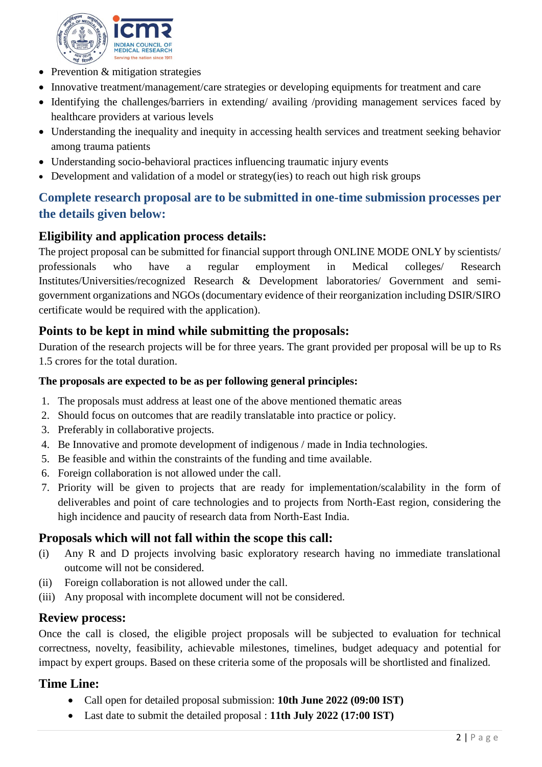- Prevention & mitigation strategies
- Innovative treatment/management/care strategies or developing equipments for treatment and care
- Identifying the challenges/barriers in extending/ availing /providing management services faced by healthcare providers at various levels
- Understanding the inequality and inequity in accessing health services and treatment seeking behavior among trauma patients
- Understanding socio-behavioral practices influencing traumatic injury events
- Development and validation of a model or strategy(ies) to reach out high risk groups

## Complete research proposal are to be submitted in one-time submission processes per the details given below:

## Eligibility and application process details:

The project proposal can be submitted for financial support through ONLINE MODE ONLY by scientists/ professionals who have a regular employment in Medical colleges/ Research Institutes/Universities/recognized Research & Development laboratories/ Government and semi-government organizations and NGOs (documentary evidence of their reorganization including DSIR/SIRO certificate would be required with the application).

## Points to be kept in mind while submitting the proposals:

Duration of the research projects will be for three years. The grant provided per proposal will be up to Rs 1.5 crores for the total duration.

**The proposals are expected to be as per following general principles:**

1. The proposals must address at least one of the above mentioned thematic areas
2. Should focus on outcomes that are readily translatable into practice or policy.
3. Preferably in collaborative projects.
4. Be Innovative and promote development of indigenous / made in India technologies.
5. Be feasible and within the constraints of the funding and time available.
6. Foreign collaboration is not allowed under the call.
7. Priority will be given to projects that are ready for implementation/scalability in the form of deliverables and point of care technologies and to projects from North-East region, considering the high incidence and paucity of research data from North-East India.

## Proposals which will not fall within the scope this call:

(i) Any R and D projects involving basic exploratory research having no immediate translational outcome will not be considered.

(ii) Foreign collaboration is not allowed under the call.

(iii) Any proposal with incomplete document will not be considered.

## Review process:

Once the call is closed, the eligible project proposals will be subjected to evaluation for technical correctness, novelty, feasibility, achievable milestones, timelines, budget adequacy and potential for impact by expert groups. Based on these criteria some of the proposals will be shortlisted and finalized.

## Time Line:

- Call open for detailed proposal submission: **10th June 2022 (09:00 IST)**
- Last date to submit the detailed proposal : **11th July 2022 (17:00 IST)**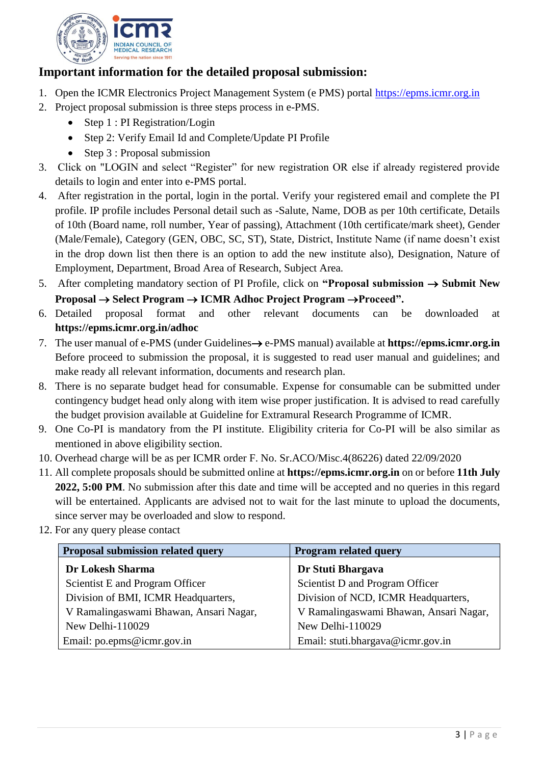## Important information for the detailed proposal submission:

1. Open the ICMR Electronics Project Management System (e PMS) portal https://epms.icmr.org.in
2. Project proposal submission is three steps process in e-PMS.
   - Step 1 : PI Registration/Login
   - Step 2: Verify Email Id and Complete/Update PI Profile
   - Step 3 : Proposal submission
3. Click on "LOGIN and select “Register” for new registration OR else if already registered provide details to login and enter into e-PMS portal.
4. After registration in the portal, login in the portal. Verify your registered email and complete the PI profile. IP profile includes Personal detail such as -Salute, Name, DOB as per 10th certificate, Details of 10th (Board name, roll number, Year of passing), Attachment (10th certificate/mark sheet), Gender (Male/Female), Category (GEN, OBC, SC, ST), State, District, Institute Name (if name doesn’t exist in the drop down list then there is an option to add the new institute also), Designation, Nature of Employment, Department, Broad Area of Research, Subject Area.
5. After completing mandatory section of PI Profile, click on **“Proposal submission → Submit New Proposal → Select Program → ICMR Adhoc Project Program →Proceed”.**
6. Detailed proposal format and other relevant documents can be downloaded at **https://epms.icmr.org.in/adhoc**
7. The user manual of e-PMS (under Guidelines→ e-PMS manual) available at **https://epms.icmr.org.in** Before proceed to submission the proposal, it is suggested to read user manual and guidelines; and make ready all relevant information, documents and research plan.
8. There is no separate budget head for consumable. Expense for consumable can be submitted under contingency budget head only along with item wise proper justification. It is advised to read carefully the budget provision available at Guideline for Extramural Research Programme of ICMR.
9. One Co-PI is mandatory from the PI institute. Eligibility criteria for Co-PI will be also similar as mentioned in above eligibility section.
10. Overhead charge will be as per ICMR order F. No. Sr.ACO/Misc.4(86226) dated 22/09/2020
11. All complete proposals should be submitted online at **https://epms.icmr.org.in** on or before **11th July 2022, 5:00 PM**. No submission after this date and time will be accepted and no queries in this regard will be entertained. Applicants are advised not to wait for the last minute to upload the documents, since server may be overloaded and slow to respond.
12. For any query please contact

| Proposal submission related query | Program related query |
|---|---|
| **Dr Lokesh Sharma**<br>Scientist E and Program Officer<br>Division of BMI, ICMR Headquarters,<br>V Ramalingaswami Bhawan, Ansari Nagar,<br>New Delhi-110029<br>Email: po.epms@icmr.gov.in | **Dr Stuti Bhargava**<br>Scientist D and Program Officer<br>Division of NCD, ICMR Headquarters,<br>V Ramalingaswami Bhawan, Ansari Nagar,<br>New Delhi-110029<br>Email: stuti.bhargava@icmr.gov.in |